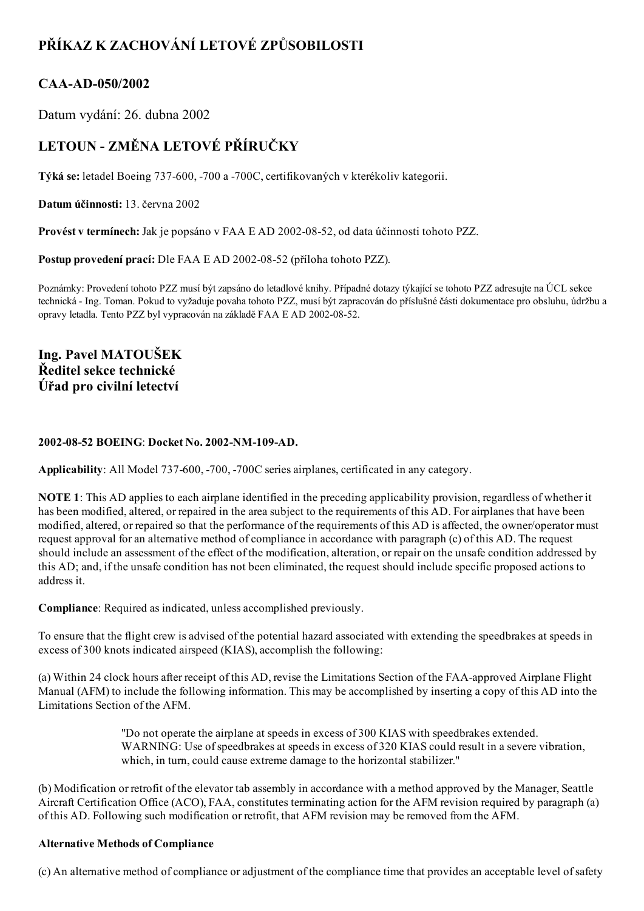# PŘÍKAZ K ZACHOVÁNÍ LETOVÉ ZPŮSOBILOSTI

## CAA-AD-050/2002

Datum vydání: 26. dubna 2002

## LETOUN - ZMĚNA LETOVÉ PŘÍRUČKY

**Týká se:** letadel Boeing 737-600, -700 a -700C, certifikovaných v kterékoliv kategorii.

**Datum účinnosti:** 13. června 2002

**Provést v termínech:** Jak je popsáno v FAA E AD 2002-08-52, od data účinnosti tohoto PZZ.

**Postup provedení prací:** Dle FAA E AD 2002-08-52 (příloha tohoto PZZ).

Poznámky: Provedení tohoto PZZ musí být zapsáno do letadlové knihy. Případné dotazy týkající se tohoto PZZ adresujte na ÚCL sekce technická - Ing. Toman. Pokud to vyžaduje povaha tohoto PZZ, musí být zapracován do příslušné části dokumentace pro obsluhu, údržbu a opravy letadla. Tento PZZ byl vypracován na základě FAA E AD 2002-08-52.

### Ing. Pavel MATOUŠEK
### Ředitel sekce technické
### Úřad pro civilní letectví

**2002-08-52 BOEING**: **Docket No. 2002-NM-109-AD.**

**Applicability**: All Model 737-600, -700, -700C series airplanes, certificated in any category.

**NOTE 1**: This AD applies to each airplane identified in the preceding applicability provision, regardless of whether it has been modified, altered, or repaired in the area subject to the requirements of this AD. For airplanes that have been modified, altered, or repaired so that the performance of the requirements of this AD is affected, the owner/operator must request approval for an alternative method of compliance in accordance with paragraph (c) of this AD. The request should include an assessment of the effect of the modification, alteration, or repair on the unsafe condition addressed by this AD; and, if the unsafe condition has not been eliminated, the request should include specific proposed actions to address it.

**Compliance**: Required as indicated, unless accomplished previously.

To ensure that the flight crew is advised of the potential hazard associated with extending the speedbrakes at speeds in excess of 300 knots indicated airspeed (KIAS), accomplish the following:

(a) Within 24 clock hours after receipt of this AD, revise the Limitations Section of the FAA-approved Airplane Flight Manual (AFM) to include the following information. This may be accomplished by inserting a copy of this AD into the Limitations Section of the AFM.

> "Do not operate the airplane at speeds in excess of 300 KIAS with speedbrakes extended.
> WARNING: Use of speedbrakes at speeds in excess of 320 KIAS could result in a severe vibration, which, in turn, could cause extreme damage to the horizontal stabilizer."

(b) Modification or retrofit of the elevator tab assembly in accordance with a method approved by the Manager, Seattle Aircraft Certification Office (ACO), FAA, constitutes terminating action for the AFM revision required by paragraph (a) of this AD. Following such modification or retrofit, that AFM revision may be removed from the AFM.

**Alternative Methods of Compliance**

(c) An alternative method of compliance or adjustment of the compliance time that provides an acceptable level of safety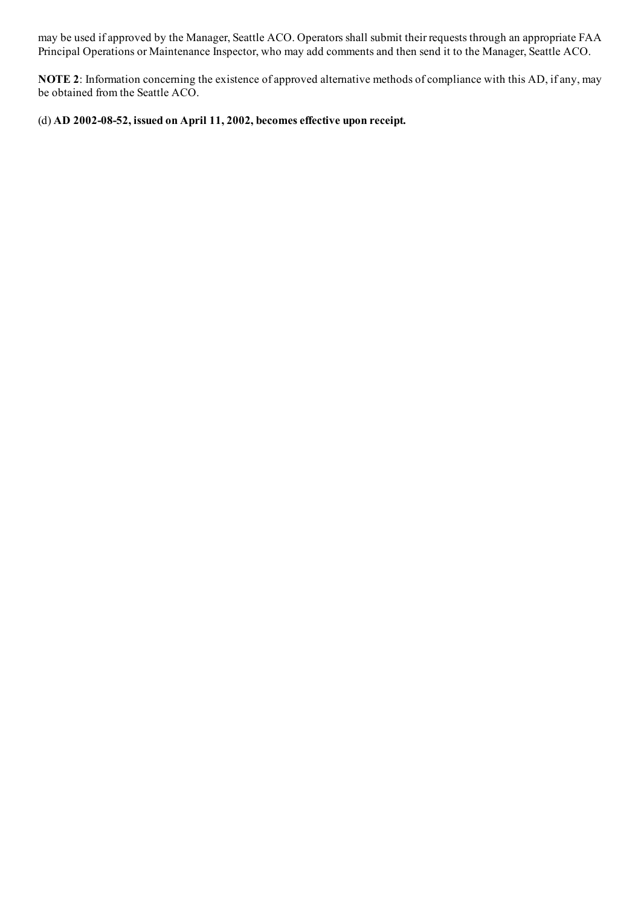may be used if approved by the Manager, Seattle ACO. Operators shall submit their requests through an appropriate FAA Principal Operations or Maintenance Inspector, who may add comments and then send it to the Manager, Seattle ACO.

**NOTE 2**: Information concerning the existence of approved alternative methods of compliance with this AD, if any, may be obtained from the Seattle ACO.

(d) **AD 2002-08-52, issued on April 11, 2002, becomes effective upon receipt.**